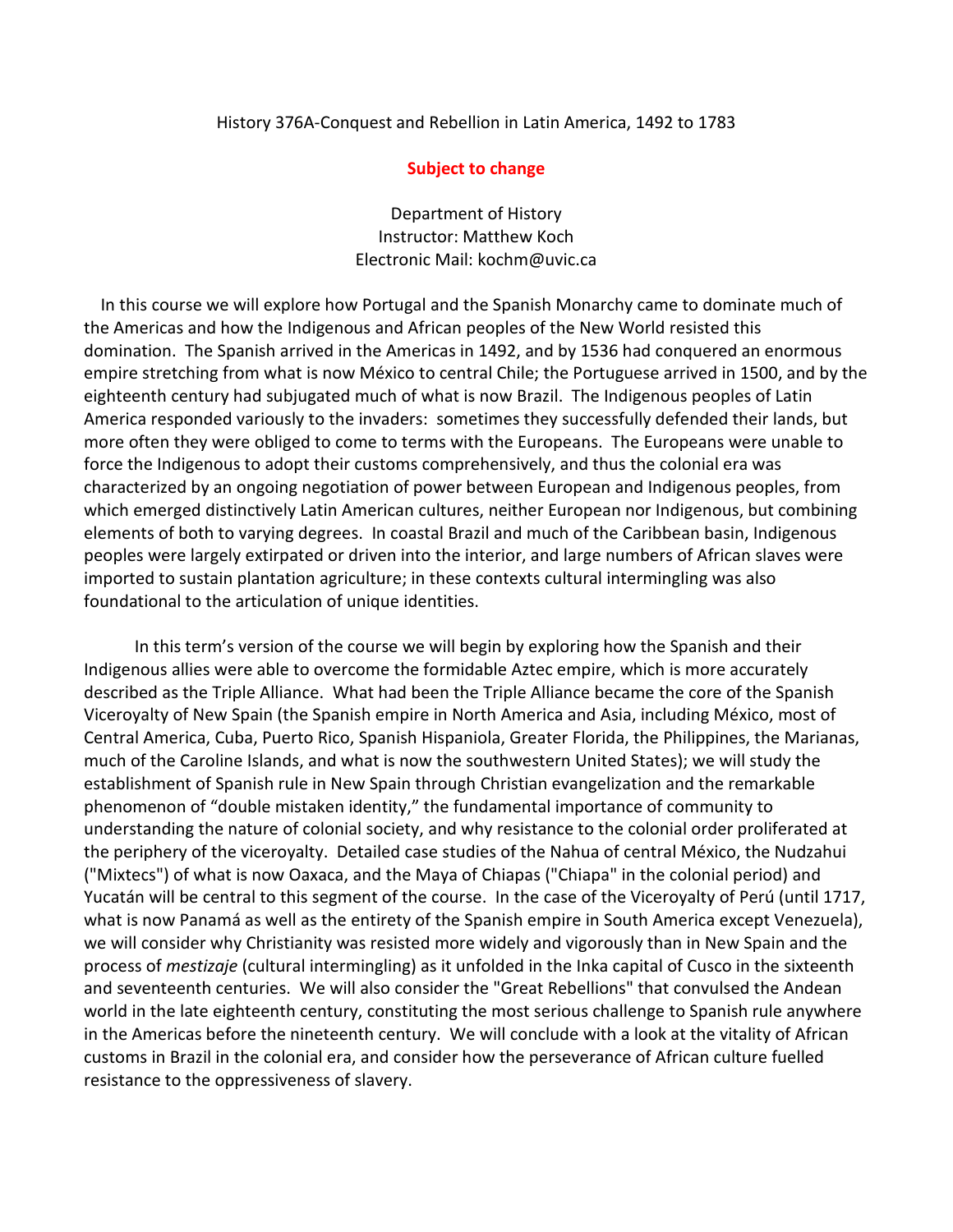History 376A-Conquest and Rebellion in Latin America, 1492 to 1783

**Subject to change**

Department of History
Instructor: Matthew Koch
Electronic Mail: kochm@uvic.ca

In this course we will explore how Portugal and the Spanish Monarchy came to dominate much of the Americas and how the Indigenous and African peoples of the New World resisted this domination. The Spanish arrived in the Americas in 1492, and by 1536 had conquered an enormous empire stretching from what is now México to central Chile; the Portuguese arrived in 1500, and by the eighteenth century had subjugated much of what is now Brazil. The Indigenous peoples of Latin America responded variously to the invaders: sometimes they successfully defended their lands, but more often they were obliged to come to terms with the Europeans. The Europeans were unable to force the Indigenous to adopt their customs comprehensively, and thus the colonial era was characterized by an ongoing negotiation of power between European and Indigenous peoples, from which emerged distinctively Latin American cultures, neither European nor Indigenous, but combining elements of both to varying degrees. In coastal Brazil and much of the Caribbean basin, Indigenous peoples were largely extirpated or driven into the interior, and large numbers of African slaves were imported to sustain plantation agriculture; in these contexts cultural intermingling was also foundational to the articulation of unique identities.

In this term's version of the course we will begin by exploring how the Spanish and their Indigenous allies were able to overcome the formidable Aztec empire, which is more accurately described as the Triple Alliance. What had been the Triple Alliance became the core of the Spanish Viceroyalty of New Spain (the Spanish empire in North America and Asia, including México, most of Central America, Cuba, Puerto Rico, Spanish Hispaniola, Greater Florida, the Philippines, the Marianas, much of the Caroline Islands, and what is now the southwestern United States); we will study the establishment of Spanish rule in New Spain through Christian evangelization and the remarkable phenomenon of "double mistaken identity," the fundamental importance of community to understanding the nature of colonial society, and why resistance to the colonial order proliferated at the periphery of the viceroyalty. Detailed case studies of the Nahua of central México, the Nudzahui ("Mixtecs") of what is now Oaxaca, and the Maya of Chiapas ("Chiapa" in the colonial period) and Yucatán will be central to this segment of the course. In the case of the Viceroyalty of Perú (until 1717, what is now Panamá as well as the entirety of the Spanish empire in South America except Venezuela), we will consider why Christianity was resisted more widely and vigorously than in New Spain and the process of *mestizaje* (cultural intermingling) as it unfolded in the Inka capital of Cusco in the sixteenth and seventeenth centuries. We will also consider the "Great Rebellions" that convulsed the Andean world in the late eighteenth century, constituting the most serious challenge to Spanish rule anywhere in the Americas before the nineteenth century. We will conclude with a look at the vitality of African customs in Brazil in the colonial era, and consider how the perseverance of African culture fuelled resistance to the oppressiveness of slavery.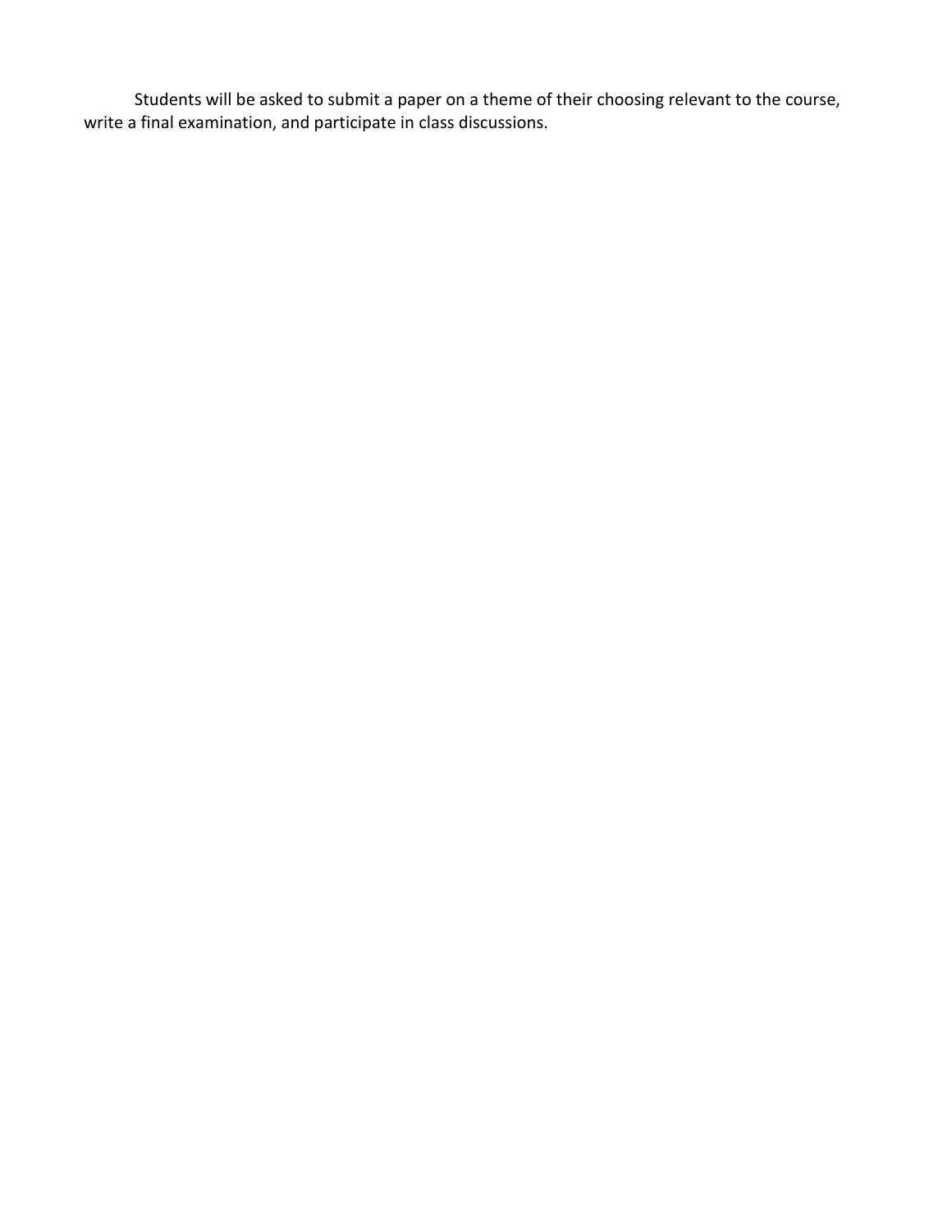Students will be asked to submit a paper on a theme of their choosing relevant to the course, write a final examination, and participate in class discussions.